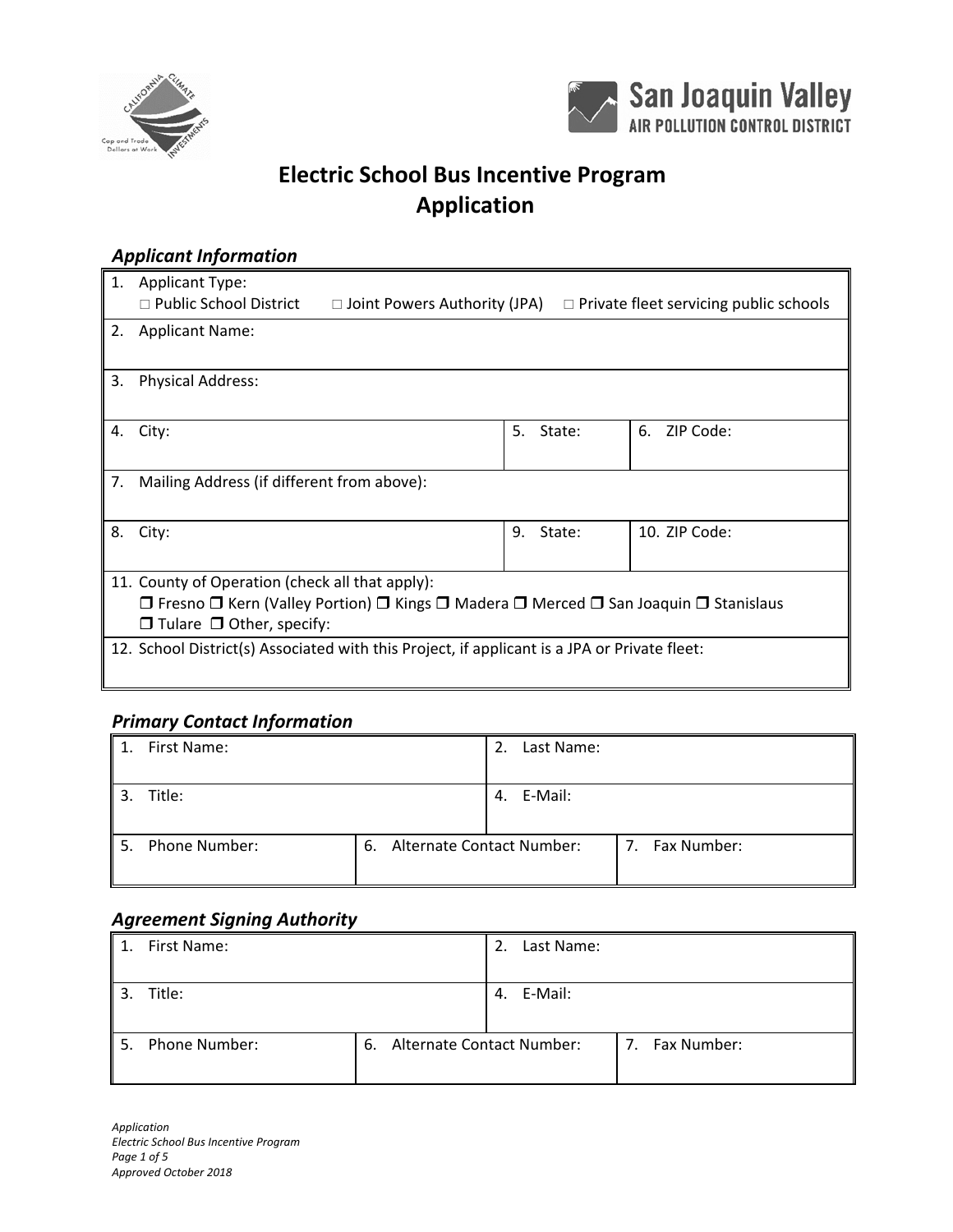# Electric School Bus Incentive Program
# Application

### *Applicant Information*

| | | |
|---|---|---|
| 1. Applicant Type: □ Public School District □ Joint Powers Authority (JPA) □ Private fleet servicing public schools | | |
| 2. Applicant Name: | | |
| 3. Physical Address: | | |
| 4. City: | 5. State: | 6. ZIP Code: |
| 7. Mailing Address (if different from above): | | |
| 8. City: | 9. State: | 10. ZIP Code: |
| 11. County of Operation (check all that apply): ❒ Fresno ❒ Kern (Valley Portion) ❒ Kings ❒ Madera ❒ Merced ❒ San Joaquin ❒ Stanislaus ❒ Tulare ❒ Other, specify: | | |
| 12. School District(s) Associated with this Project, if applicant is a JPA or Private fleet: | | |

### *Primary Contact Information*

| | | |
|---|---|---|
| 1. First Name: | | 2. Last Name: |
| 3. Title: | | 4. E-Mail: |
| 5. Phone Number: | 6. Alternate Contact Number: | 7. Fax Number: |

### *Agreement Signing Authority*

| | | |
|---|---|---|
| 1. First Name: | | 2. Last Name: |
| 3. Title: | | 4. E-Mail: |
| 5. Phone Number: | 6. Alternate Contact Number: | 7. Fax Number: |

*Application*
*Electric School Bus Incentive Program*
*Approved October 2018*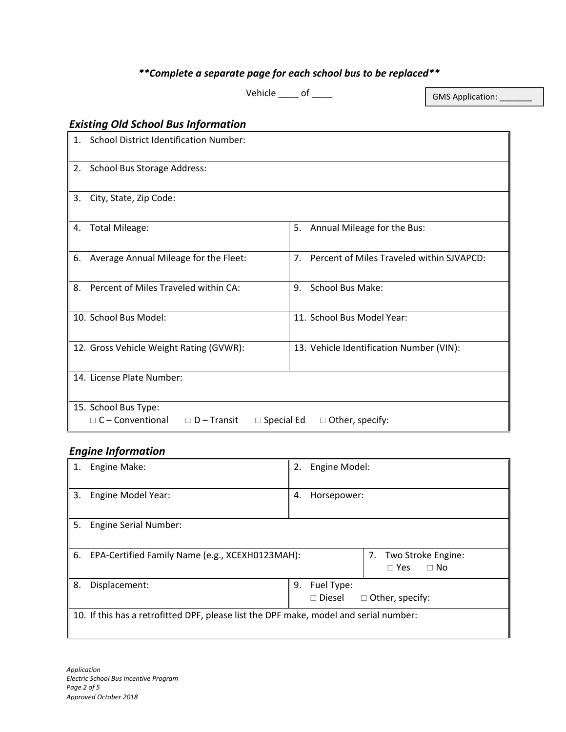***Complete a separate page for each school bus to be replaced***

Vehicle ____ of ____

GMS Application: _______

## *Existing Old School Bus Information*

| | |
|---|---|
| 1. School District Identification Number: | |
| 2. School Bus Storage Address: | |
| 3. City, State, Zip Code: | |
| 4. Total Mileage: | 5. Annual Mileage for the Bus: |
| 6. Average Annual Mileage for the Fleet: | 7. Percent of Miles Traveled within SJVAPCD: |
| 8. Percent of Miles Traveled within CA: | 9. School Bus Make: |
| 10. School Bus Model: | 11. School Bus Model Year: |
| 12. Gross Vehicle Weight Rating (GVWR): | 13. Vehicle Identification Number (VIN): |
| 14. License Plate Number: | |
| 15. School Bus Type: □ C – Conventional □ D – Transit □ Special Ed □ Other, specify: | |

## *Engine Information*

| | | |
|---|---|---|
| 1. Engine Make: | 2. Engine Model: | |
| 3. Engine Model Year: | 4. Horsepower: | |
| 5. Engine Serial Number: | | |
| 6. EPA-Certified Family Name (e.g., XCEXH0123MAH): | | 7. Two Stroke Engine: □ Yes □ No |
| 8. Displacement: | 9. Fuel Type: □ Diesel □ Other, specify: | |
| 10. If this has a retrofitted DPF, please list the DPF make, model and serial number: | | |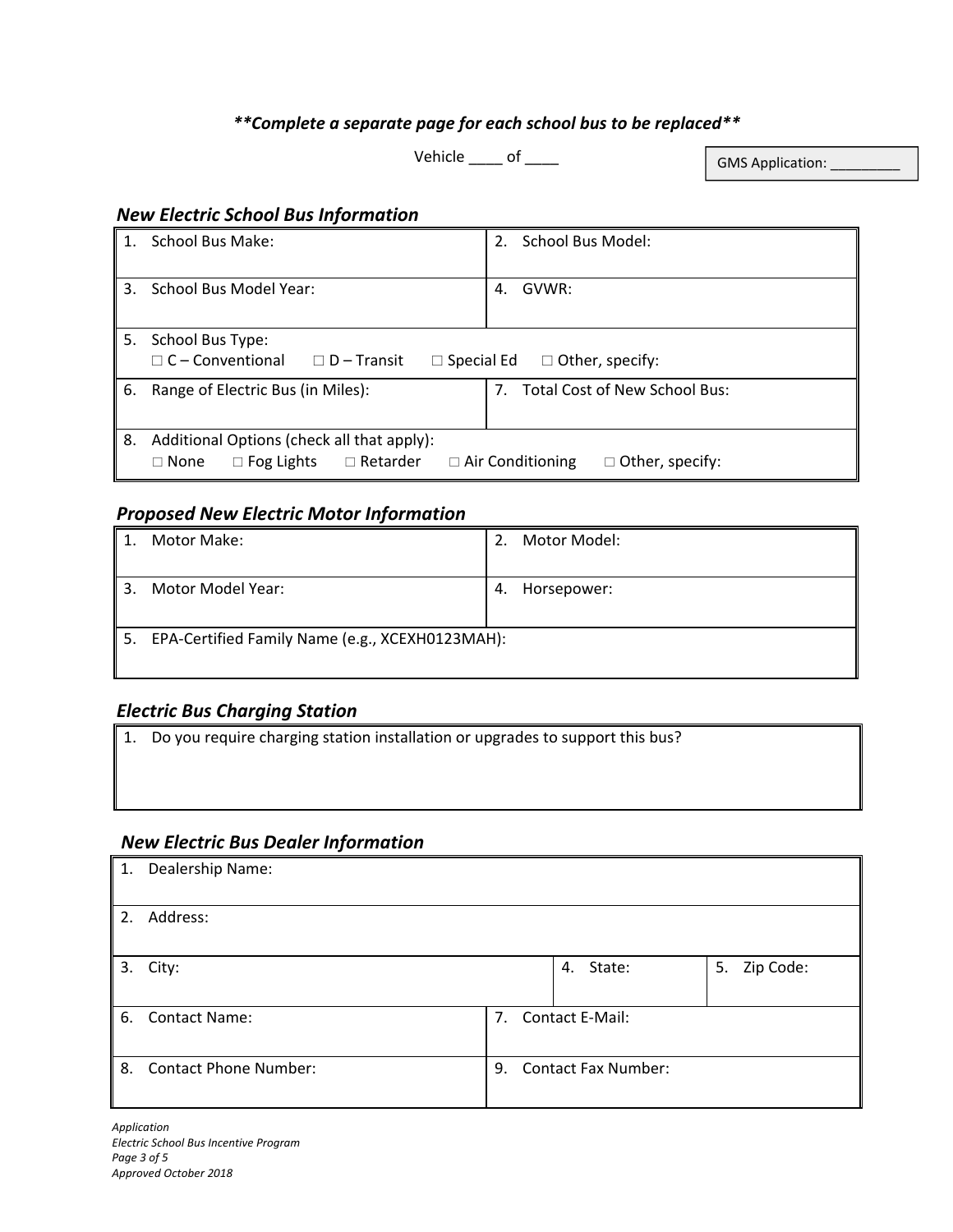***Complete a separate page for each school bus to be replaced***

Vehicle ____ of ____

GMS Application: _________

### *New Electric School Bus Information*

| | |
|---|---|
| 1. School Bus Make: | 2. School Bus Model: |
| 3. School Bus Model Year: | 4. GVWR: |
| 5. School Bus Type: □ C – Conventional □ D – Transit □ Special Ed □ Other, specify: | |
| 6. Range of Electric Bus (in Miles): | 7. Total Cost of New School Bus: |
| 8. Additional Options (check all that apply): □ None □ Fog Lights □ Retarder □ Air Conditioning □ Other, specify: | |

### *Proposed New Electric Motor Information*

| | |
|---|---|
| 1. Motor Make: | 2. Motor Model: |
| 3. Motor Model Year: | 4. Horsepower: |
| 5. EPA-Certified Family Name (e.g., XCEXH0123MAH): | |

### *Electric Bus Charging Station*

| |
|---|
| 1. Do you require charging station installation or upgrades to support this bus? |

### *New Electric Bus Dealer Information*

| | | |
|---|---|---|
| 1. Dealership Name: | | |
| 2. Address: | | |
| 3. City: | 4. State: | 5. Zip Code: |
| 6. Contact Name: | 7. Contact E-Mail: | |
| 8. Contact Phone Number: | 9. Contact Fax Number: | |

*Application*
*Electric School Bus Incentive Program*
*Approved October 2018*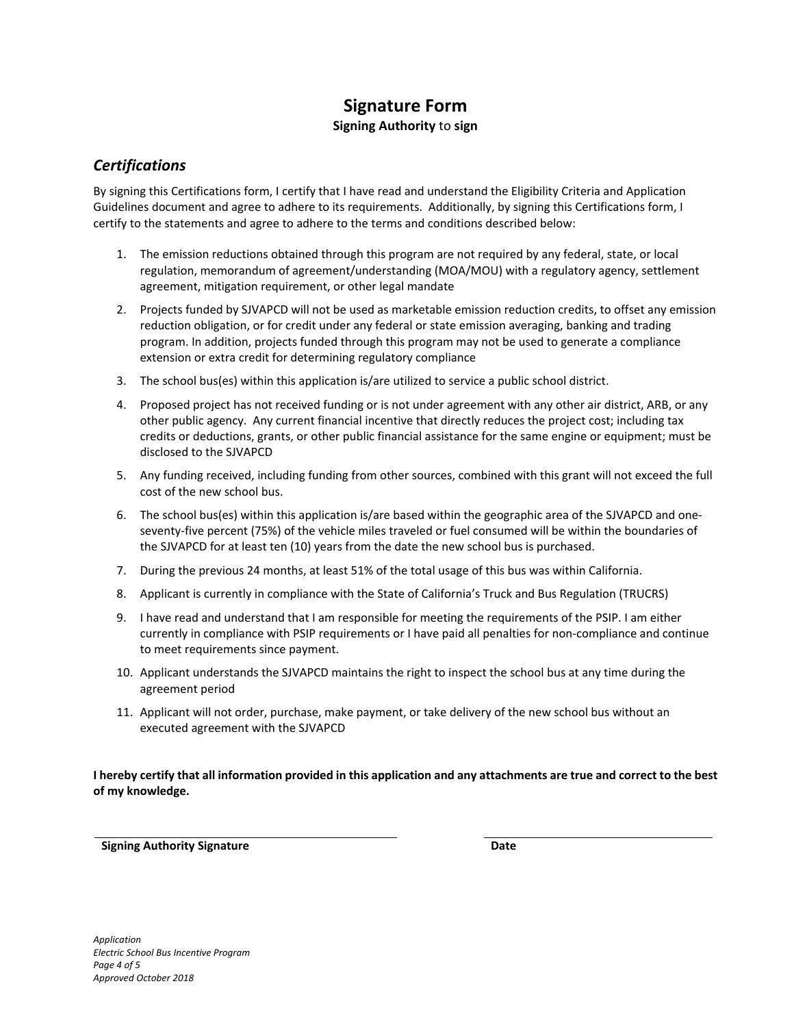# Signature Form

**Signing Authority** to **sign**

## *Certifications*

By signing this Certifications form, I certify that I have read and understand the Eligibility Criteria and Application Guidelines document and agree to adhere to its requirements. Additionally, by signing this Certifications form, I certify to the statements and agree to adhere to the terms and conditions described below:

1. The emission reductions obtained through this program are not required by any federal, state, or local regulation, memorandum of agreement/understanding (MOA/MOU) with a regulatory agency, settlement agreement, mitigation requirement, or other legal mandate
2. Projects funded by SJVAPCD will not be used as marketable emission reduction credits, to offset any emission reduction obligation, or for credit under any federal or state emission averaging, banking and trading program. In addition, projects funded through this program may not be used to generate a compliance extension or extra credit for determining regulatory compliance
3. The school bus(es) within this application is/are utilized to service a public school district.
4. Proposed project has not received funding or is not under agreement with any other air district, ARB, or any other public agency. Any current financial incentive that directly reduces the project cost; including tax credits or deductions, grants, or other public financial assistance for the same engine or equipment; must be disclosed to the SJVAPCD
5. Any funding received, including funding from other sources, combined with this grant will not exceed the full cost of the new school bus.
6. The school bus(es) within this application is/are based within the geographic area of the SJVAPCD and one-seventy-five percent (75%) of the vehicle miles traveled or fuel consumed will be within the boundaries of the SJVAPCD for at least ten (10) years from the date the new school bus is purchased.
7. During the previous 24 months, at least 51% of the total usage of this bus was within California.
8. Applicant is currently in compliance with the State of California's Truck and Bus Regulation (TRUCRS)
9. I have read and understand that I am responsible for meeting the requirements of the PSIP. I am either currently in compliance with PSIP requirements or I have paid all penalties for non-compliance and continue to meet requirements since payment.
10. Applicant understands the SJVAPCD maintains the right to inspect the school bus at any time during the agreement period
11. Applicant will not order, purchase, make payment, or take delivery of the new school bus without an executed agreement with the SJVAPCD

**I hereby certify that all information provided in this application and any attachments are true and correct to the best of my knowledge.**

______________________________ ______________________________

**Signing Authority Signature** **Date**

*Application*
*Electric School Bus Incentive Program*
*Approved October 2018*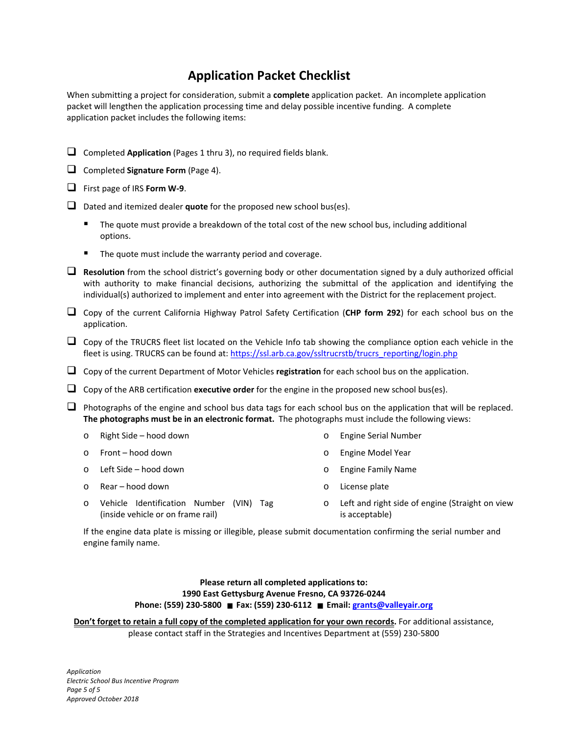## Application Packet Checklist

When submitting a project for consideration, submit a **complete** application packet. An incomplete application packet will lengthen the application processing time and delay possible incentive funding. A complete application packet includes the following items:

- ❑ Completed **Application** (Pages 1 thru 3), no required fields blank.
- ❑ Completed **Signature Form** (Page 4).
- ❑ First page of IRS **Form W-9**.
- ❑ Dated and itemized dealer **quote** for the proposed new school bus(es).
  - The quote must provide a breakdown of the total cost of the new school bus, including additional options.
  - The quote must include the warranty period and coverage.
- ❑ **Resolution** from the school district's governing body or other documentation signed by a duly authorized official with authority to make financial decisions, authorizing the submittal of the application and identifying the individual(s) authorized to implement and enter into agreement with the District for the replacement project.
- ❑ Copy of the current California Highway Patrol Safety Certification (**CHP form 292**) for each school bus on the application.
- ❑ Copy of the TRUCRS fleet list located on the Vehicle Info tab showing the compliance option each vehicle in the fleet is using. TRUCRS can be found at: https://ssl.arb.ca.gov/ssltrucrstb/trucrs_reporting/login.php
- ❑ Copy of the current Department of Motor Vehicles **registration** for each school bus on the application.
- ❑ Copy of the ARB certification **executive order** for the engine in the proposed new school bus(es).
- ❑ Photographs of the engine and school bus data tags for each school bus on the application that will be replaced. **The photographs must be in an electronic format.** The photographs must include the following views:
  - Right Side – hood down
  - Front – hood down
  - Left Side – hood down
  - Rear – hood down
  - Vehicle Identification Number (VIN) Tag (inside vehicle or on frame rail)
  - Engine Serial Number
  - Engine Model Year
  - Engine Family Name
  - License plate
  - Left and right side of engine (Straight on view is acceptable)

  If the engine data plate is missing or illegible, please submit documentation confirming the serial number and engine family name.

**Please return all completed applications to:**
**1990 East Gettysburg Avenue Fresno, CA 93726-0244**
**Phone: (559) 230-5800 ■ Fax: (559) 230-6112 ■ Email: grants@valleyair.org**

**Don't forget to retain a full copy of the completed application for your own records.** For additional assistance, please contact staff in the Strategies and Incentives Department at (559) 230-5800

*Application*
*Electric School Bus Incentive Program*
*Approved October 2018*